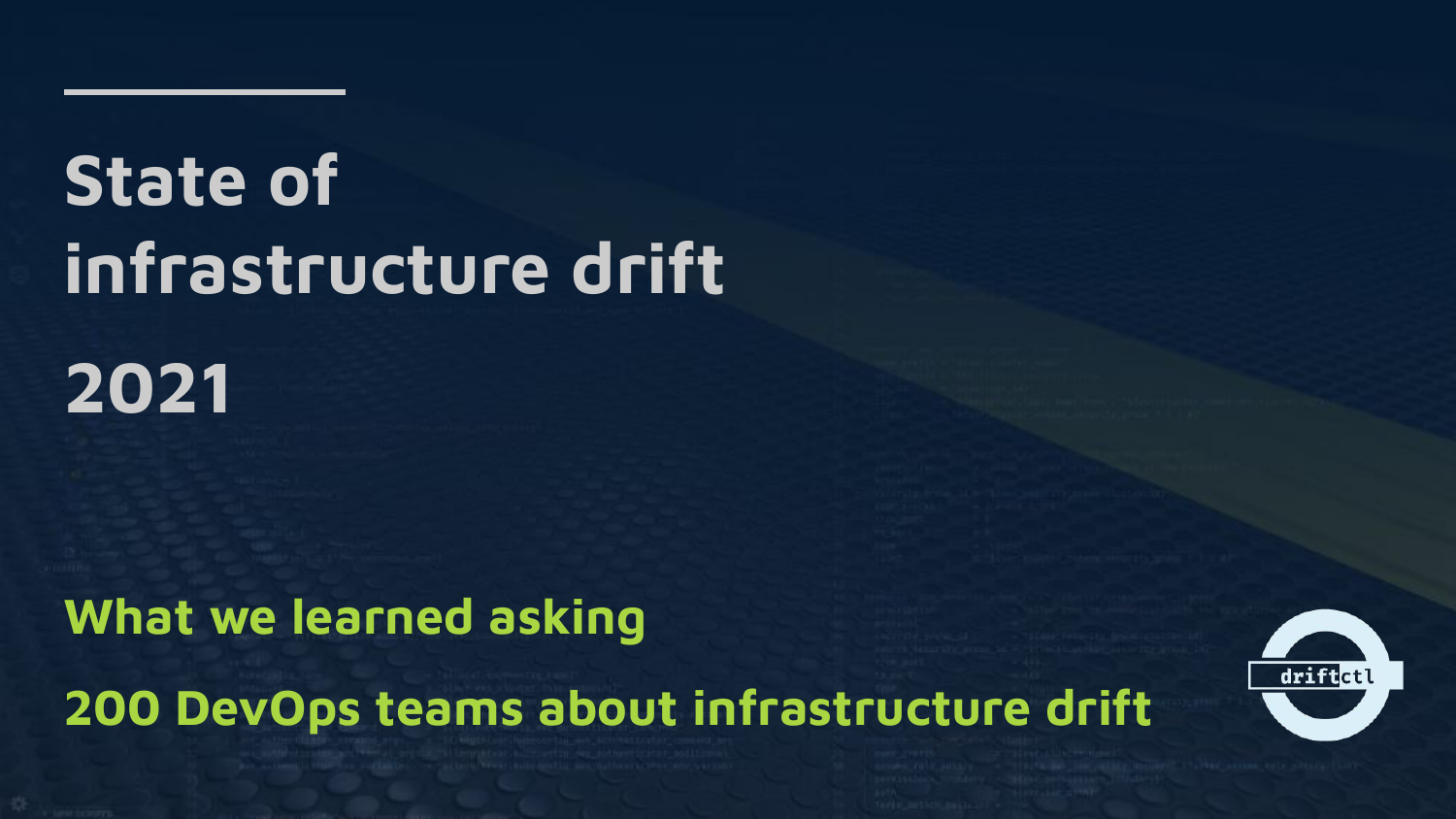# State of infrastructure drift 2021

## What we learned asking 200 DevOps teams about infrastructure drift

driftctl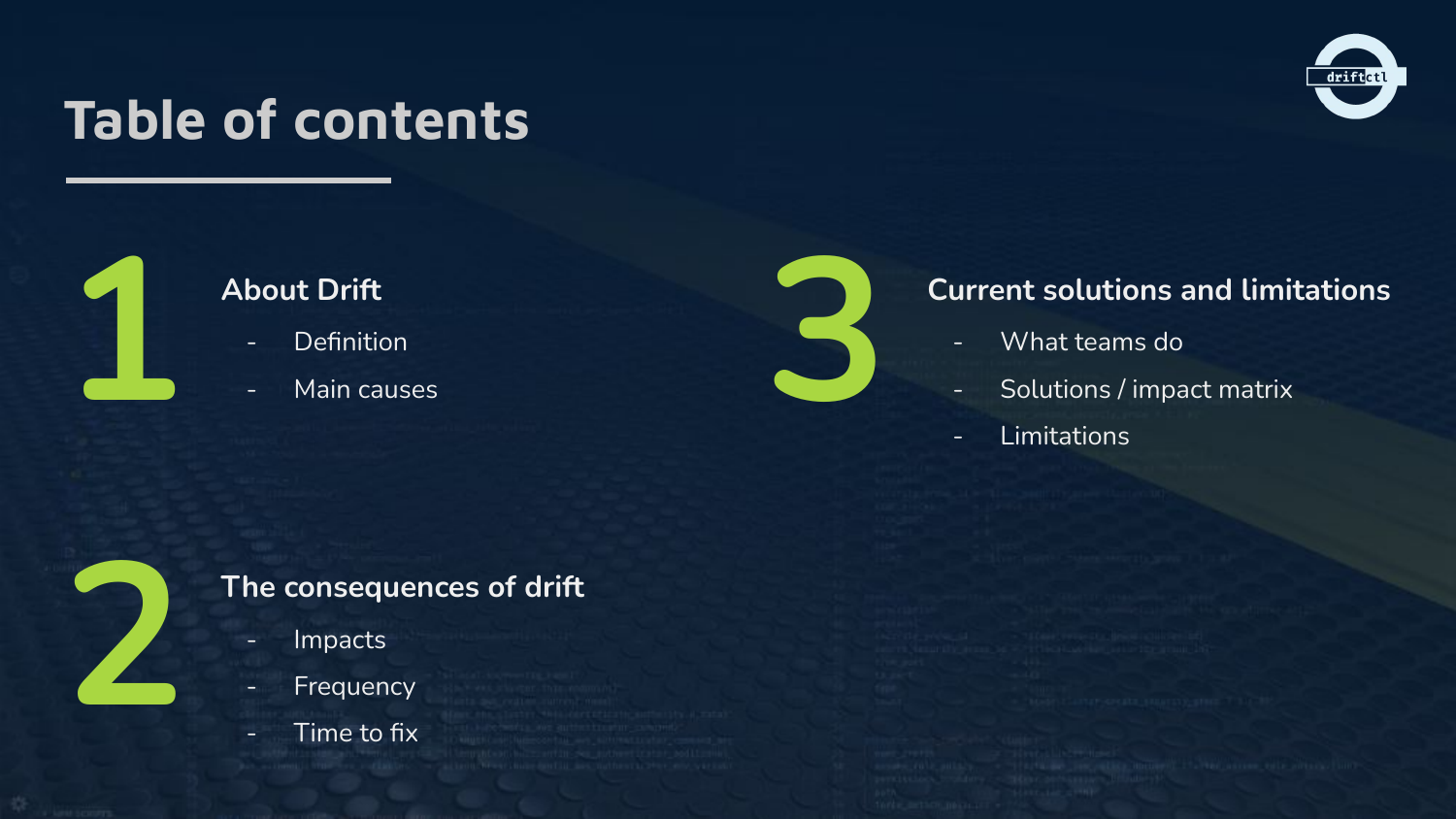# Table of contents

## 1 About Drift

- Definition
- Main causes

## 2 The consequences of drift

- Impacts
- Frequency
- Time to fix

## 3 Current solutions and limitations

- What teams do
- Solutions / impact matrix
- Limitations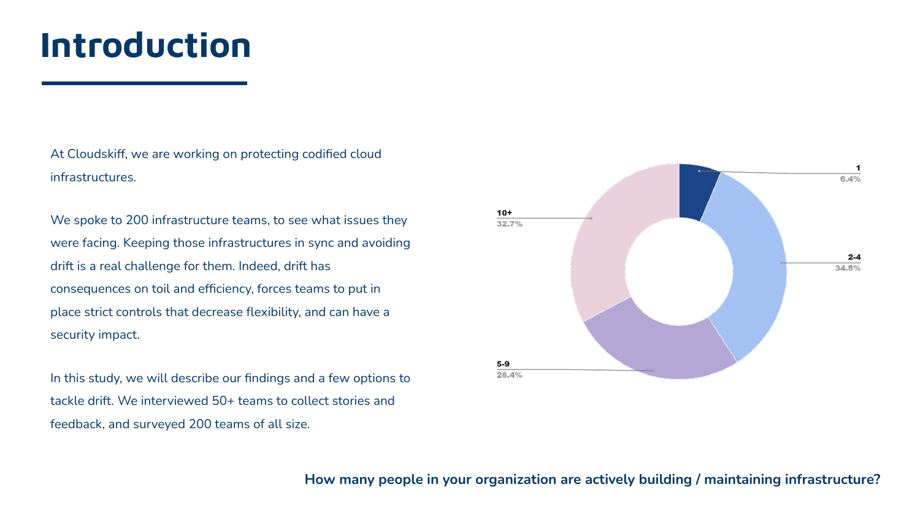# Introduction

At Cloudskiff, we are working on protecting codified cloud infrastructures.

We spoke to 200 infrastructure teams, to see what issues they were facing. Keeping those infrastructures in sync and avoiding drift is a real challenge for them. Indeed, drift has consequences on toil and efficiency, forces teams to put in place strict controls that decrease flexibility, and can have a security impact.

In this study, we will describe our findings and a few options to tackle drift. We interviewed 50+ teams to collect stories and feedback, and surveyed 200 teams of all size.

| Number of people | Share |
|---|---|
| 1 | 6.4% |
| 2-4 | 34.5% |
| 5-9 | 26.4% |
| 10+ | 32.7% |

**How many people in your organization are actively building / maintaining infrastructure?**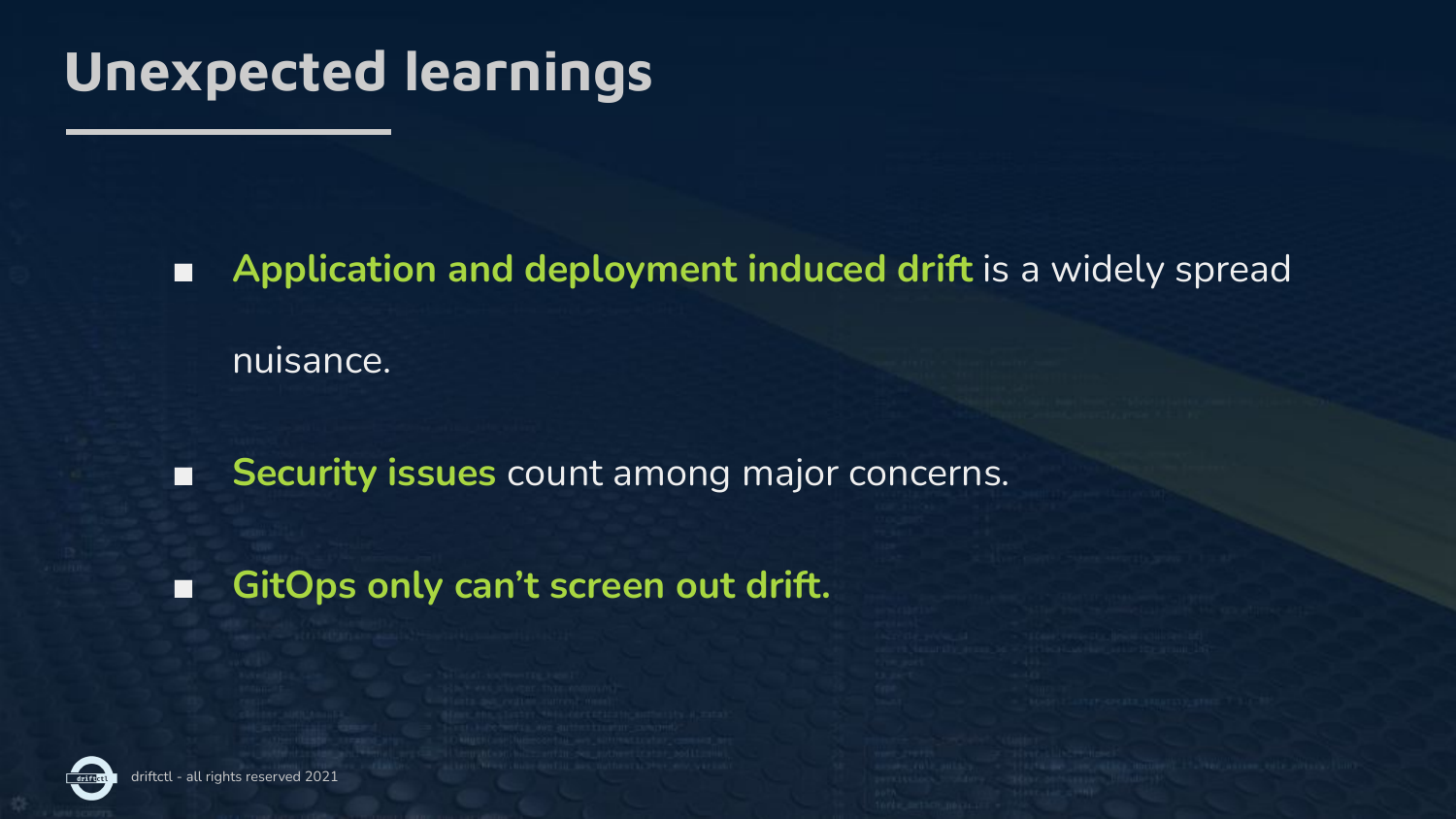# Unexpected learnings

- **Application and deployment induced drift** is a widely spread nuisance.
- **Security issues** count among major concerns.
- **GitOps only can't screen out drift.**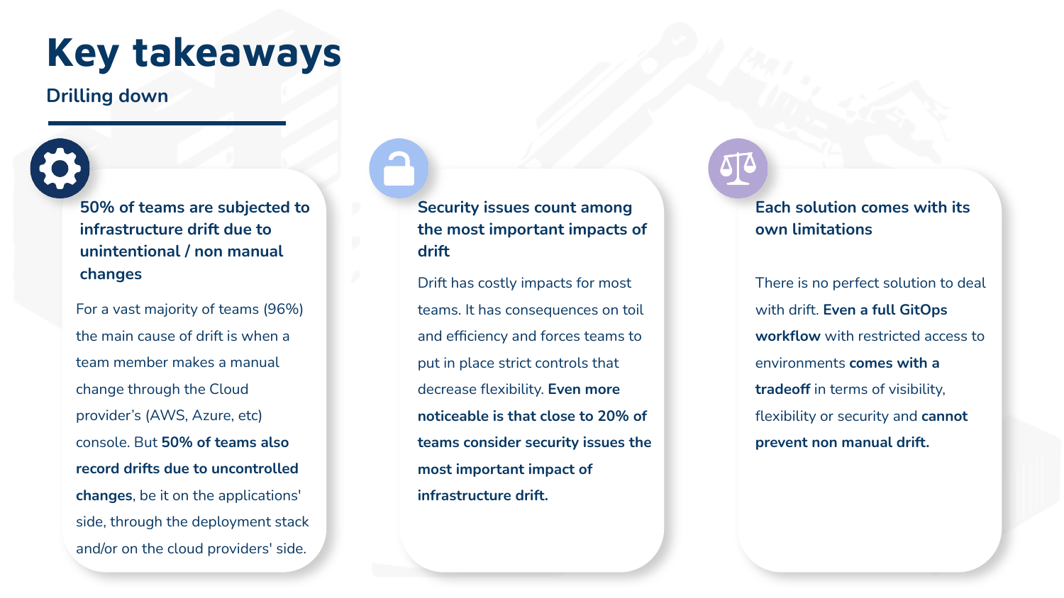# Key takeaways

## Drilling down

### 50% of teams are subjected to infrastructure drift due to unintentional / non manual changes

For a vast majority of teams (96%) the main cause of drift is when a team member makes a manual change through the Cloud provider's (AWS, Azure, etc) console. But **50% of teams also record drifts due to uncontrolled changes**, be it on the applications' side, through the deployment stack and/or on the cloud providers' side.

### Security issues count among the most important impacts of drift

Drift has costly impacts for most teams. It has consequences on toil and efficiency and forces teams to put in place strict controls that decrease flexibility. **Even more noticeable is that close to 20% of teams consider security issues the most important impact of infrastructure drift.**

### Each solution comes with its own limitations

There is no perfect solution to deal with drift. **Even a full GitOps workflow** with restricted access to environments **comes with a tradeoff** in terms of visibility, flexibility or security and **cannot prevent non manual drift.**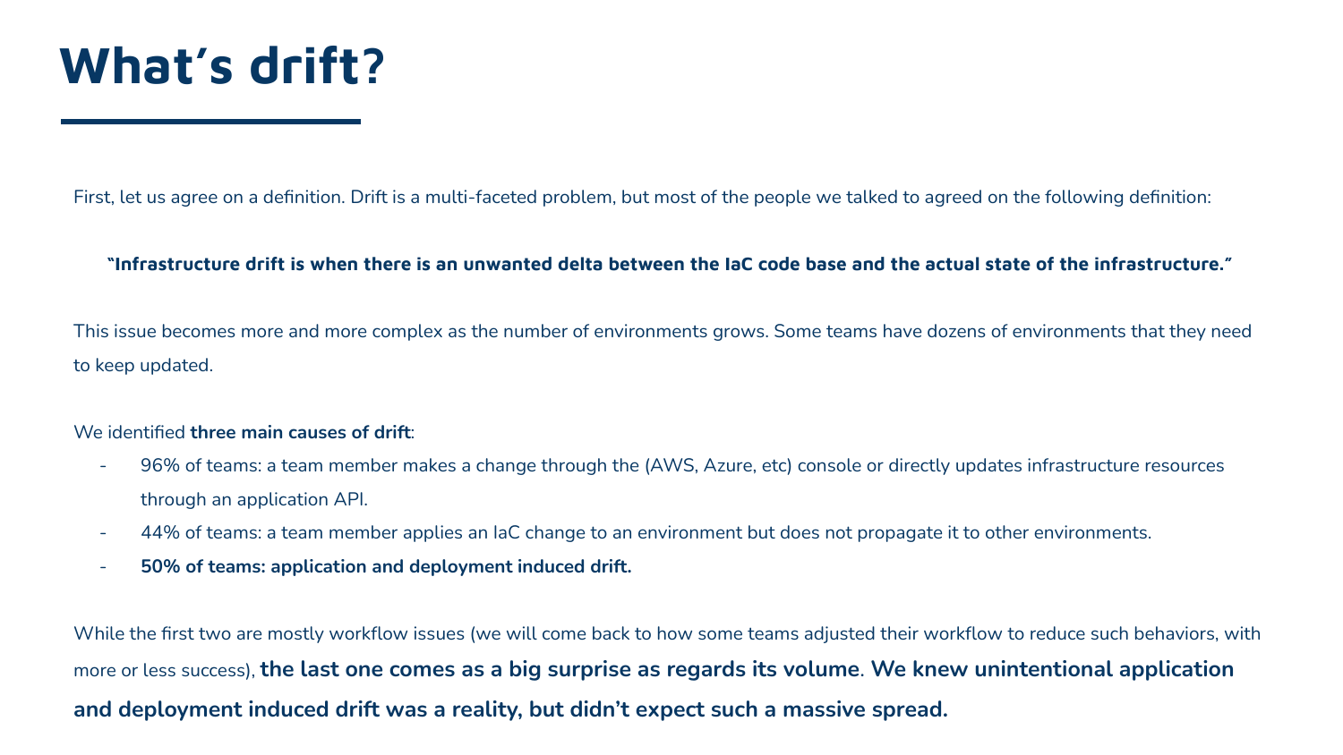# What's drift?

First, let us agree on a definition. Drift is a multi-faceted problem, but most of the people we talked to agreed on the following definition:

> **"Infrastructure drift is when there is an unwanted delta between the IaC code base and the actual state of the infrastructure."**

This issue becomes more and more complex as the number of environments grows. Some teams have dozens of environments that they need to keep updated.

We identified **three main causes of drift**:

- 96% of teams: a team member makes a change through the (AWS, Azure, etc) console or directly updates infrastructure resources through an application API.
- 44% of teams: a team member applies an IaC change to an environment but does not propagate it to other environments.
- **50% of teams: application and deployment induced drift.**

While the first two are mostly workflow issues (we will come back to how some teams adjusted their workflow to reduce such behaviors, with more or less success), **the last one comes as a big surprise as regards its volume**. **We knew unintentional application and deployment induced drift was a reality, but didn't expect such a massive spread.**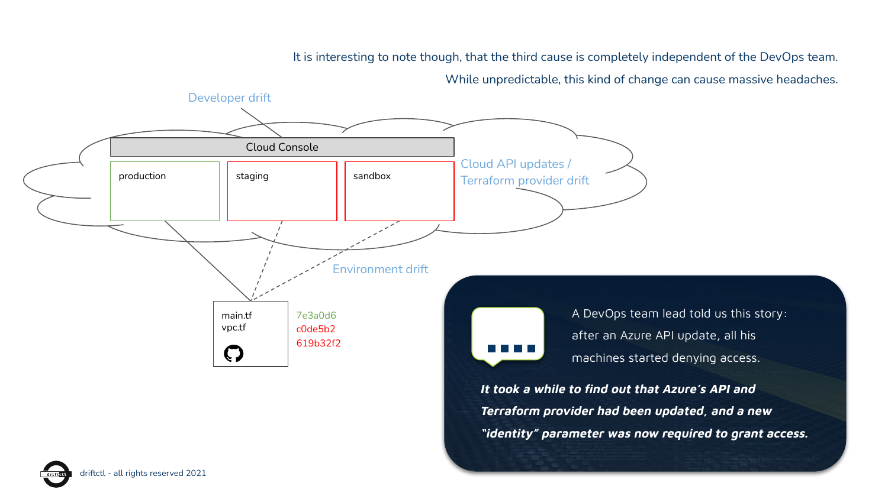It is interesting to note though, that the third cause is completely independent of the DevOps team.

While unpredictable, this kind of change can cause massive headaches.

Developer drift

Cloud Console

production

staging

sandbox

Cloud API updates / Terraform provider drift

Environment drift

main.tf
vpc.tf

7e3a0d6
c0de5b2
619b32f2

A DevOps team lead told us this story: after an Azure API update, all his machines started denying access.

***It took a while to find out that Azure's API and Terraform provider had been updated, and a new "identity" parameter was now required to grant access.***

driftctl - all rights reserved 2021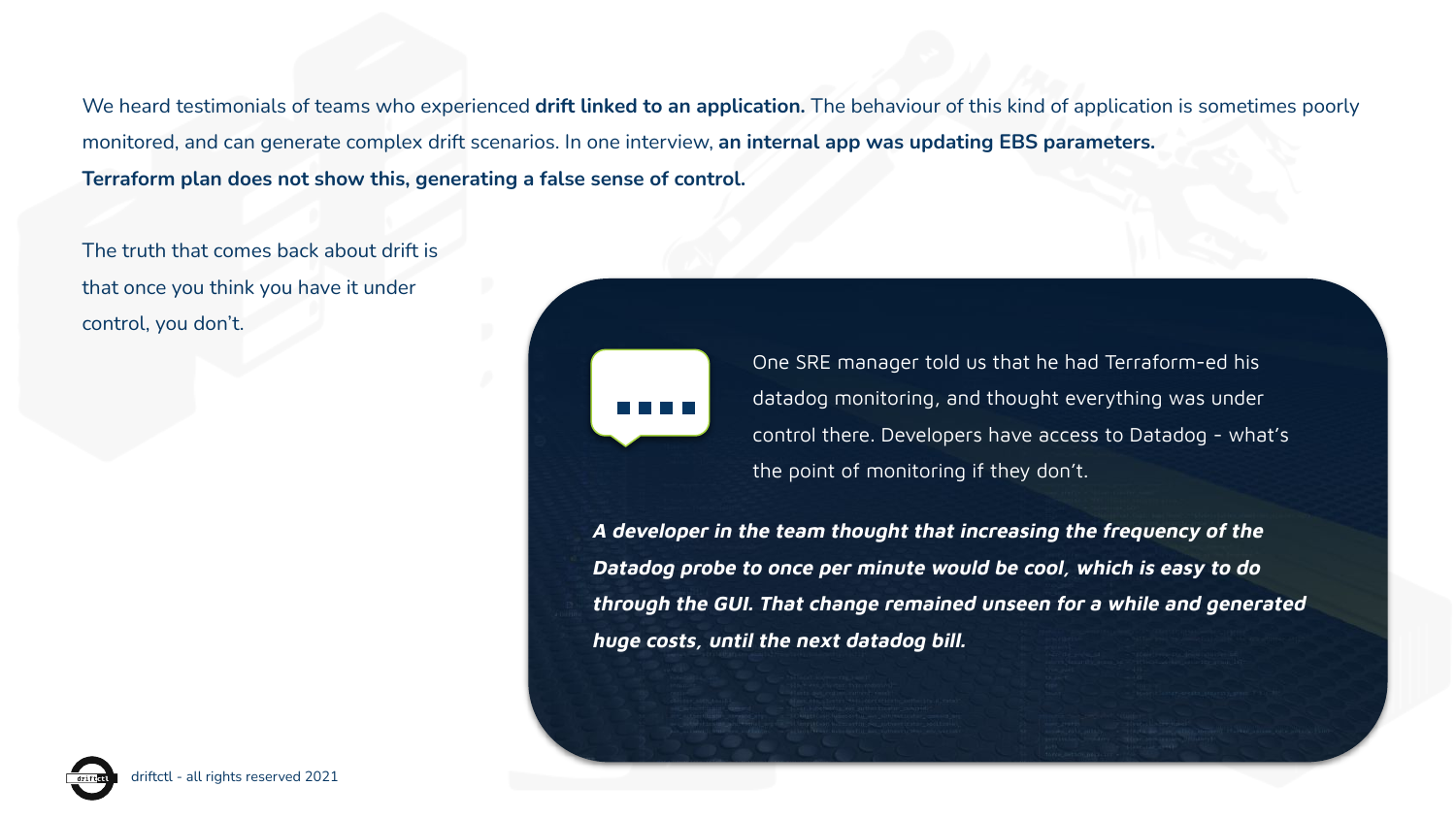We heard testimonials of teams who experienced **drift linked to an application.** The behaviour of this kind of application is sometimes poorly monitored, and can generate complex drift scenarios. In one interview, **an internal app was updating EBS parameters. Terraform plan does not show this, generating a false sense of control.**

The truth that comes back about drift is that once you think you have it under control, you don't.

One SRE manager told us that he had Terraform-ed his datadog monitoring, and thought everything was under control there. Developers have access to Datadog - what's the point of monitoring if they don't.

***A developer in the team thought that increasing the frequency of the Datadog probe to once per minute would be cool, which is easy to do through the GUI. That change remained unseen for a while and generated huge costs, until the next datadog bill.***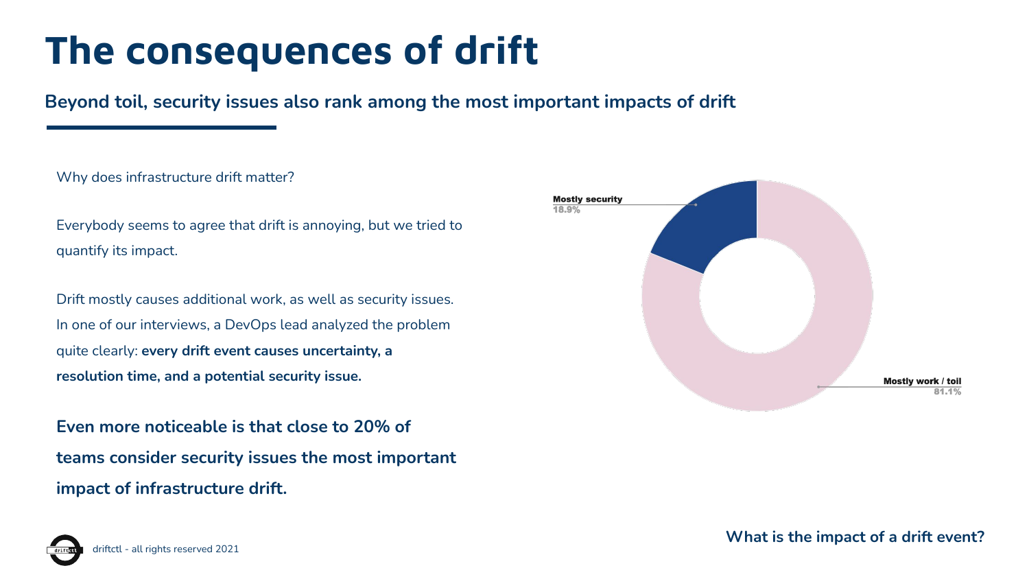# The consequences of drift

**Beyond toil, security issues also rank among the most important impacts of drift**

Why does infrastructure drift matter?

Everybody seems to agree that drift is annoying, but we tried to quantify its impact.

Drift mostly causes additional work, as well as security issues. In one of our interviews, a DevOps lead analyzed the problem quite clearly: **every drift event causes uncertainty, a resolution time, and a potential security issue.**

**Even more noticeable is that close to 20% of teams consider security issues the most important impact of infrastructure drift.**

**Mostly security**
18.9%

**Mostly work / toil**
81.1%

**What is the impact of a drift event?**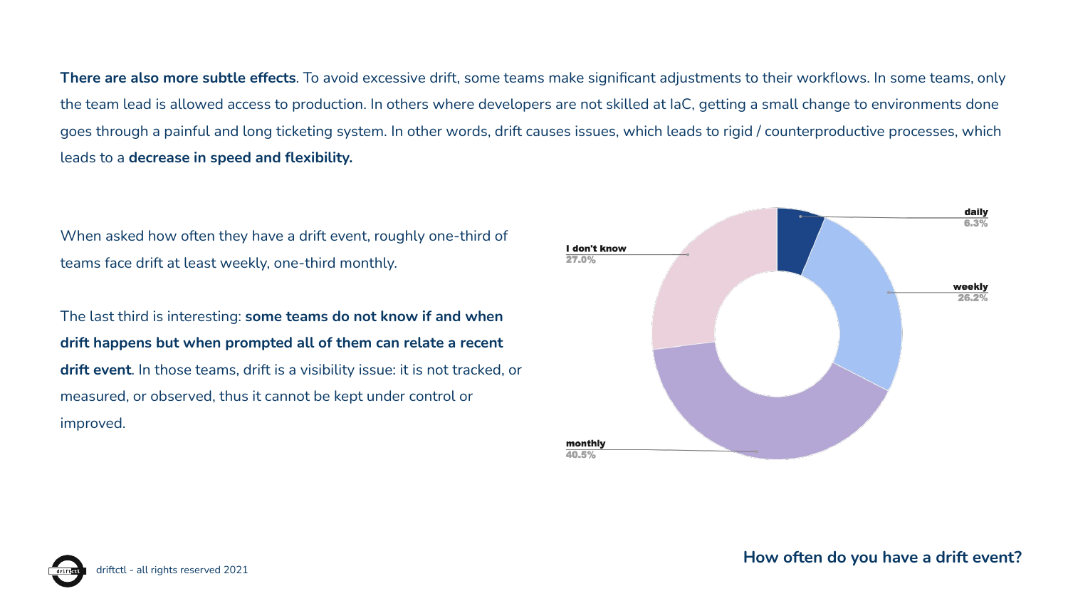**There are also more subtle effects**. To avoid excessive drift, some teams make significant adjustments to their workflows. In some teams, only the team lead is allowed access to production. In others where developers are not skilled at IaC, getting a small change to environments done goes through a painful and long ticketing system. In other words, drift causes issues, which leads to rigid / counterproductive processes, which leads to a **decrease in speed and flexibility.**

When asked how often they have a drift event, roughly one-third of teams face drift at least weekly, one-third monthly.

The last third is interesting: **some teams do not know if and when drift happens but when prompted all of them can relate a recent drift event**. In those teams, drift is a visibility issue: it is not tracked, or measured, or observed, thus it cannot be kept under control or improved.

| Frequency | Share |
| --- | --- |
| daily | 6.3% |
| weekly | 26.2% |
| monthly | 40.5% |
| I don't know | 27.0% |

**How often do you have a drift event?**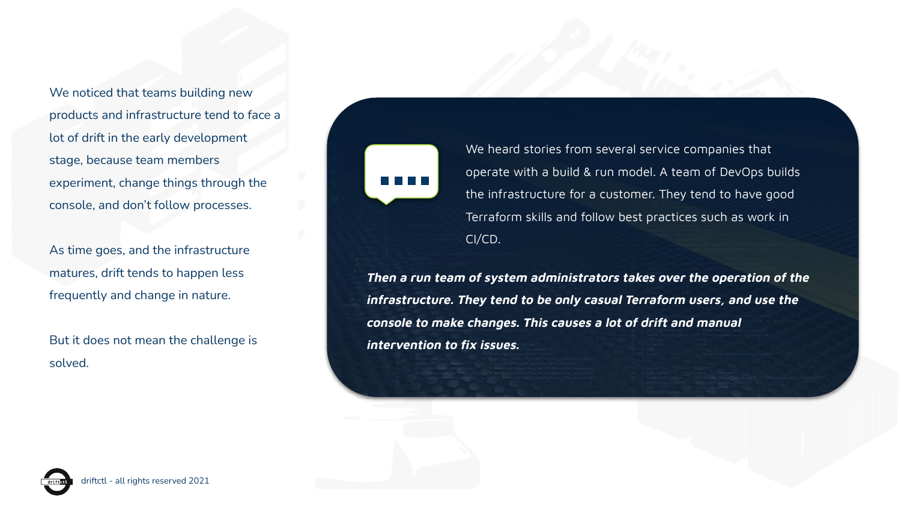We noticed that teams building new products and infrastructure tend to face a lot of drift in the early development stage, because team members experiment, change things through the console, and don't follow processes.

As time goes, and the infrastructure matures, drift tends to happen less frequently and change in nature.

But it does not mean the challenge is solved.

We heard stories from several service companies that operate with a build & run model. A team of DevOps builds the infrastructure for a customer. They tend to have good Terraform skills and follow best practices such as work in CI/CD.

***Then a run team of system administrators takes over the operation of the infrastructure. They tend to be only casual Terraform users, and use the console to make changes. This causes a lot of drift and manual intervention to fix issues.***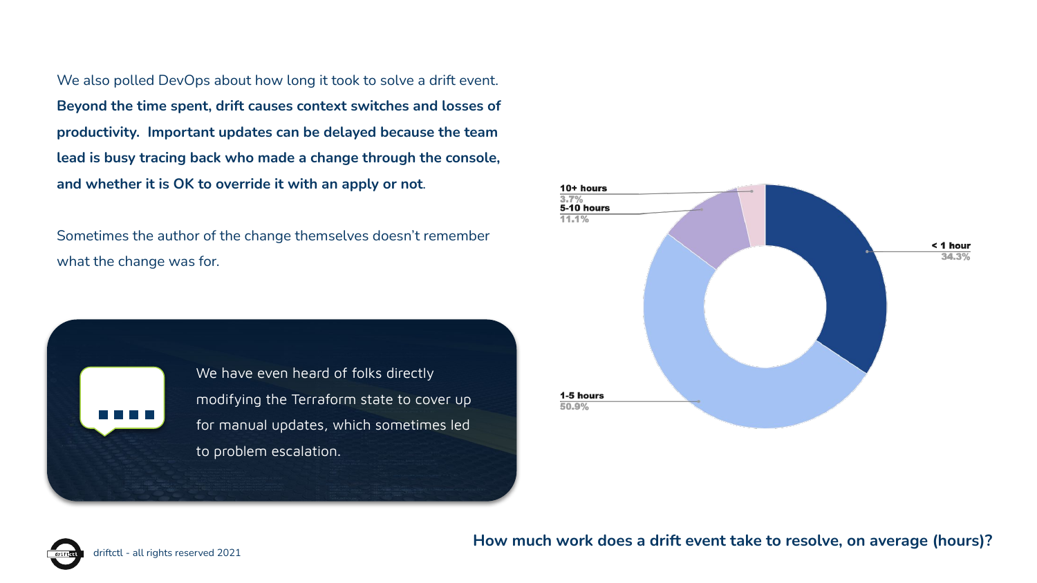We also polled DevOps about how long it took to solve a drift event. **Beyond the time spent, drift causes context switches and losses of productivity. Important updates can be delayed because the team lead is busy tracing back who made a change through the console, and whether it is OK to override it with an apply or not**.

Sometimes the author of the change themselves doesn't remember what the change was for.

We have even heard of folks directly modifying the Terraform state to cover up for manual updates, which sometimes led to problem escalation.

| Time to resolve | Share |
| --- | --- |
| < 1 hour | 34.3% |
| 1-5 hours | 50.9% |
| 5-10 hours | 11.1% |
| 10+ hours | 3.7% |

**How much work does a drift event take to resolve, on average (hours)?**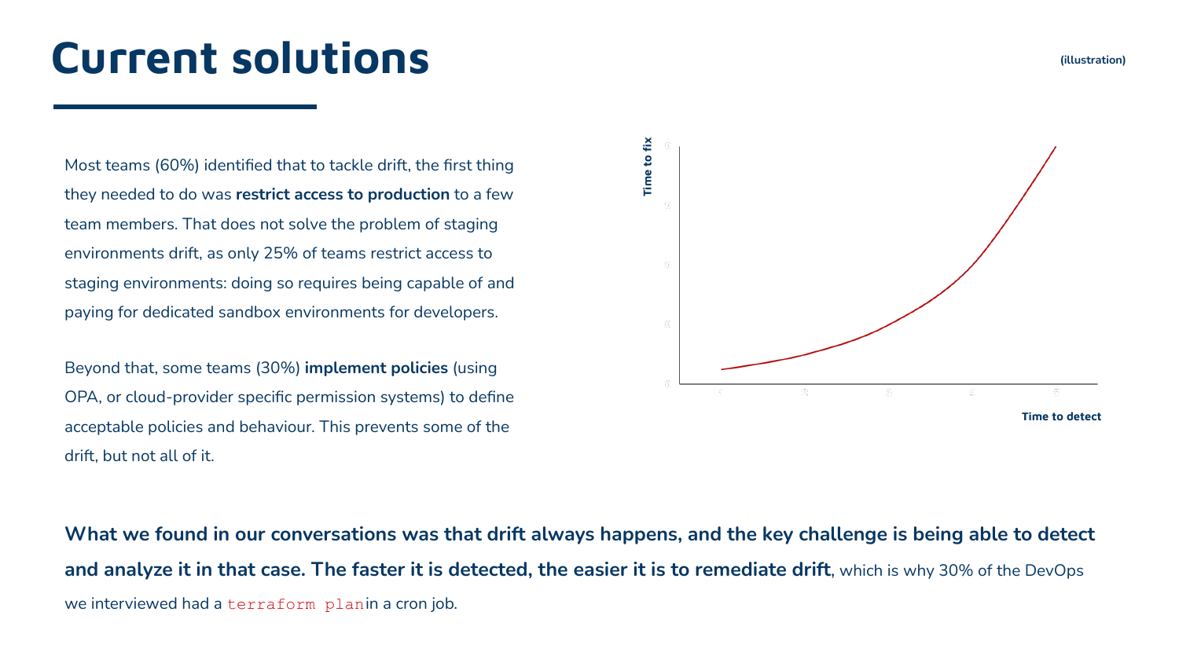# Current solutions

(illustration)

Most teams (60%) identified that to tackle drift, the first thing they needed to do was **restrict access to production** to a few team members. That does not solve the problem of staging environments drift, as only 25% of teams restrict access to staging environments: doing so requires being capable of and paying for dedicated sandbox environments for developers.

Beyond that, some teams (30%) **implement policies** (using OPA, or cloud-provider specific permission systems) to define acceptable policies and behaviour. This prevents some of the drift, but not all of it.

Time to fix

Time to detect

**What we found in our conversations was that drift always happens, and the key challenge is being able to detect and analyze it in that case. The faster it is detected, the easier it is to remediate drift**, which is why 30% of the DevOps we interviewed had a `terraform plan` in a cron job.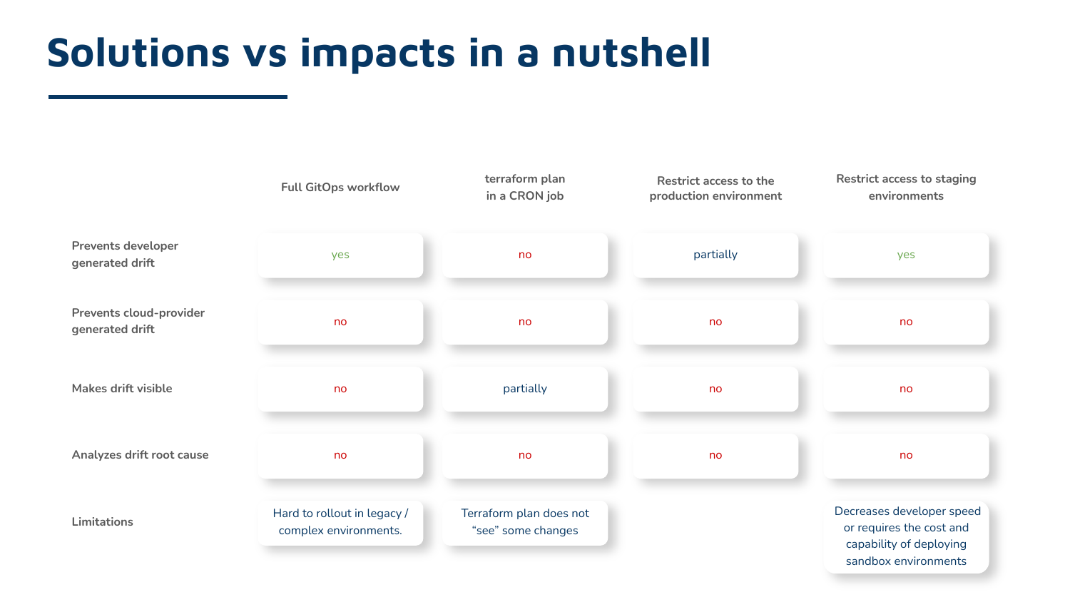# Solutions vs impacts in a nutshell

| | Full GitOps workflow | terraform plan in a CRON job | Restrict access to the production environment | Restrict access to staging environments |
|---|---|---|---|---|
| Prevents developer generated drift | yes | no | partially | yes |
| Prevents cloud-provider generated drift | no | no | no | no |
| Makes drift visible | no | partially | no | no |
| Analyzes drift root cause | no | no | no | no |
| Limitations | Hard to rollout in legacy / complex environments. | Terraform plan does not “see” some changes | | Decreases developer speed or requires the cost and capability of deploying sandbox environments |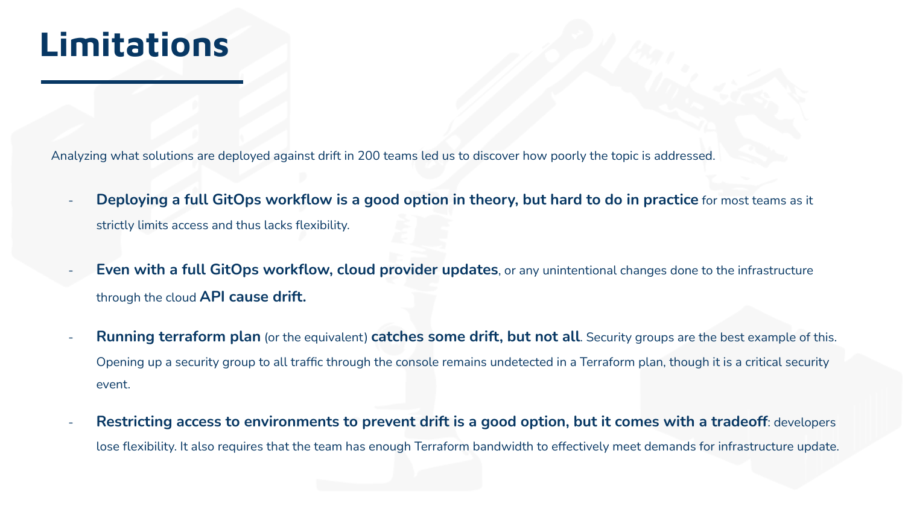# Limitations

Analyzing what solutions are deployed against drift in 200 teams led us to discover how poorly the topic is addressed.

- **Deploying a full GitOps workflow is a good option in theory, but hard to do in practice** for most teams as it strictly limits access and thus lacks flexibility.
- **Even with a full GitOps workflow, cloud provider updates**, or any unintentional changes done to the infrastructure through the cloud **API cause drift.**
- **Running terraform plan** (or the equivalent) **catches some drift, but not all**. Security groups are the best example of this. Opening up a security group to all traffic through the console remains undetected in a Terraform plan, though it is a critical security event.
- **Restricting access to environments to prevent drift is a good option, but it comes with a tradeoff**: developers lose flexibility. It also requires that the team has enough Terraform bandwidth to effectively meet demands for infrastructure update.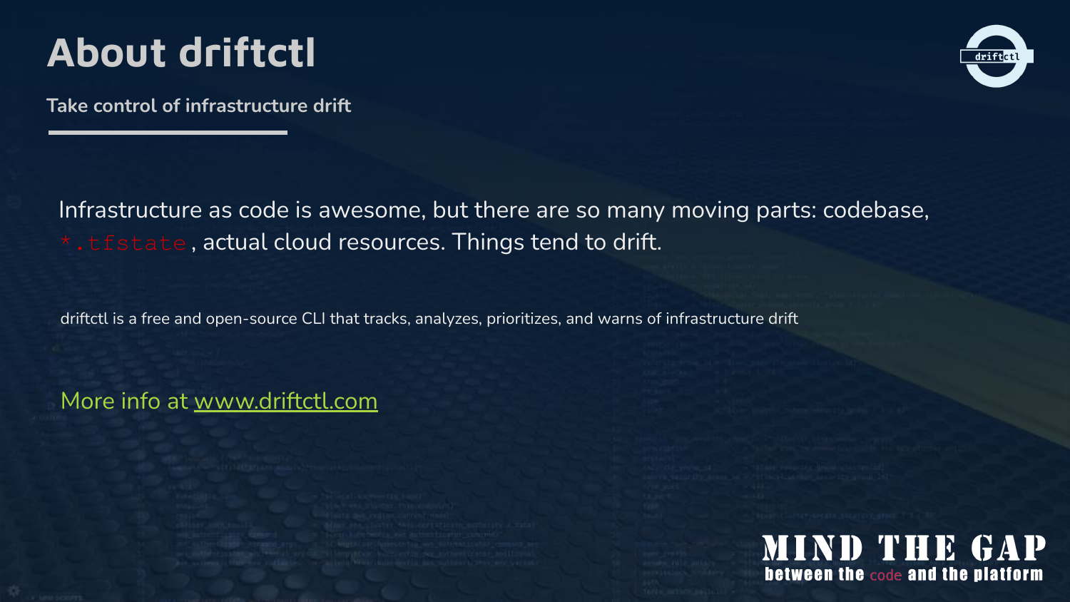# About driftctl

**Take control of infrastructure drift**

Infrastructure as code is awesome, but there are so many moving parts: codebase, `*.tfstate`, actual cloud resources. Things tend to drift.

driftctl is a free and open-source CLI that tracks, analyzes, prioritizes, and warns of infrastructure drift

More info at [www.driftctl.com](http://www.driftctl.com)

MIND THE GAP
between the code and the platform